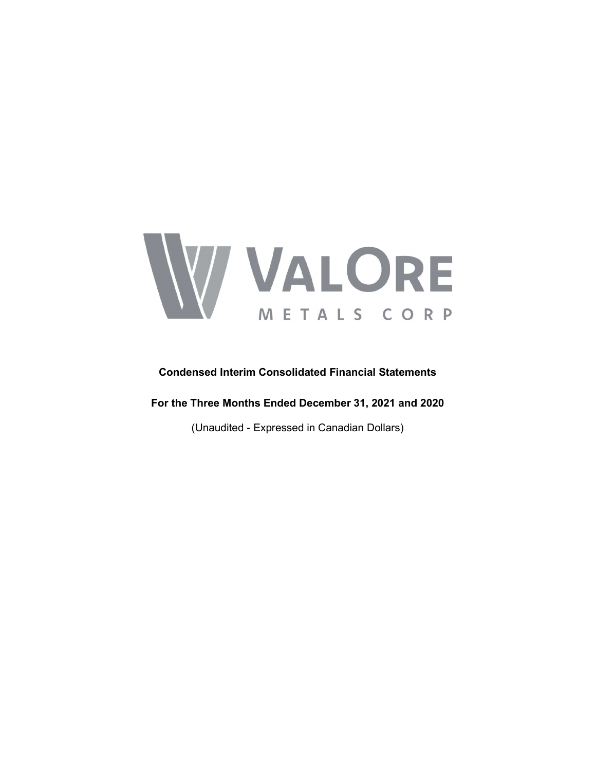# VALORE METALS CORP

**Condensed Interim Consolidated Financial Statements**

**For the Three Months Ended December 31, 2021 and 2020**

(Unaudited - Expressed in Canadian Dollars)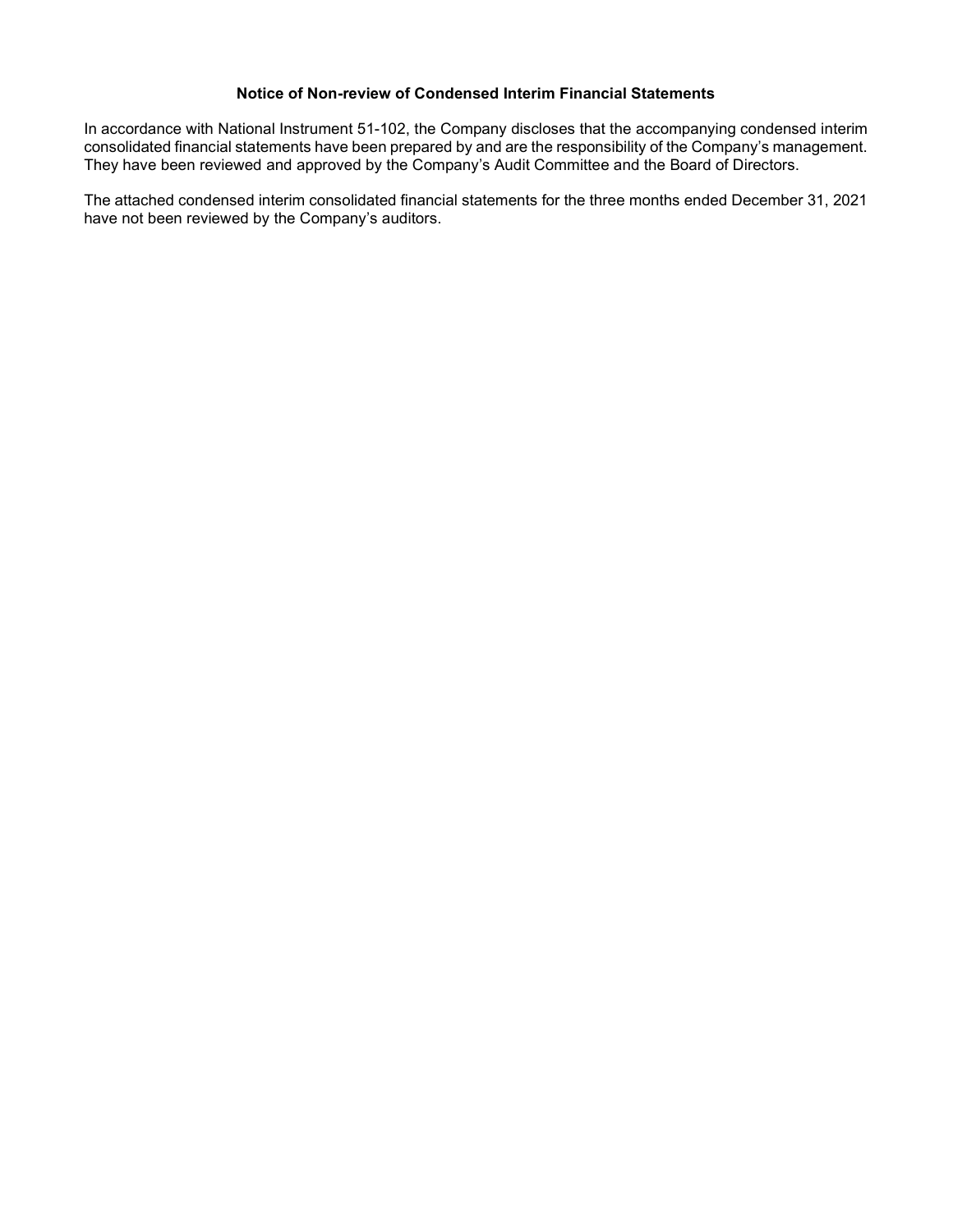**Notice of Non-review of Condensed Interim Financial Statements**

In accordance with National Instrument 51-102, the Company discloses that the accompanying condensed interim consolidated financial statements have been prepared by and are the responsibility of the Company's management. They have been reviewed and approved by the Company's Audit Committee and the Board of Directors.

The attached condensed interim consolidated financial statements for the three months ended December 31, 2021 have not been reviewed by the Company's auditors.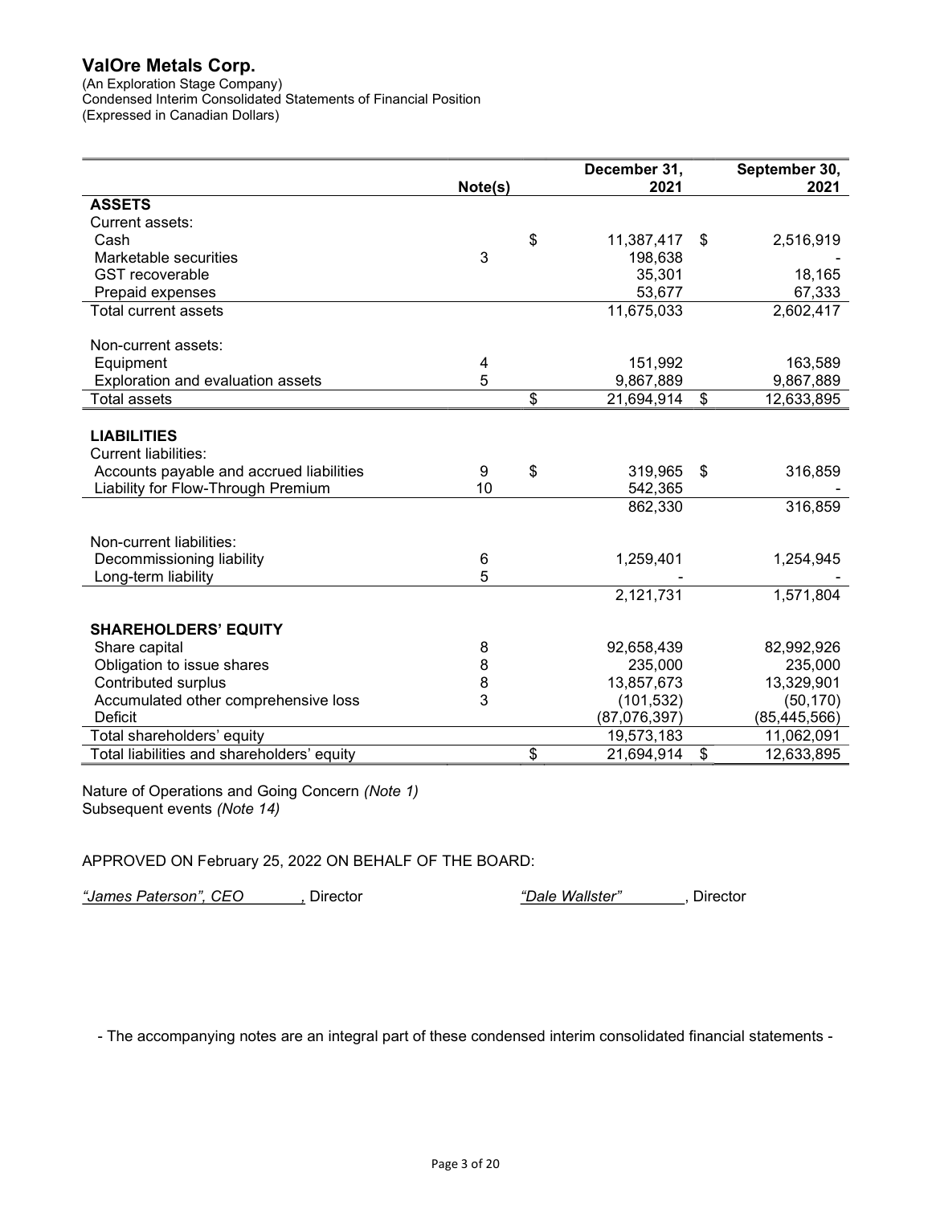# ValOre Metals Corp.

(An Exploration Stage Company)
Condensed Interim Consolidated Statements of Financial Position
(Expressed in Canadian Dollars)

| | Note(s) | December 31, 2021 | September 30, 2021 |
|---|---|---|---|
| **ASSETS** | | | |
| Current assets: | | | |
| Cash | | $ 11,387,417 | $ 2,516,919 |
| Marketable securities | 3 | 198,638 | - |
| GST recoverable | | 35,301 | 18,165 |
| Prepaid expenses | | 53,677 | 67,333 |
| Total current assets | | 11,675,033 | 2,602,417 |
| Non-current assets: | | | |
| Equipment | 4 | 151,992 | 163,589 |
| Exploration and evaluation assets | 5 | 9,867,889 | 9,867,889 |
| Total assets | | $ 21,694,914 | $ 12,633,895 |
| **LIABILITIES** | | | |
| Current liabilities: | | | |
| Accounts payable and accrued liabilities | 9 | $ 319,965 | $ 316,859 |
| Liability for Flow-Through Premium | 10 | 542,365 | - |
| | | 862,330 | 316,859 |
| Non-current liabilities: | | | |
| Decommissioning liability | 6 | 1,259,401 | 1,254,945 |
| Long-term liability | 5 | - | - |
| | | 2,121,731 | 1,571,804 |
| **SHAREHOLDERS' EQUITY** | | | |
| Share capital | 8 | 92,658,439 | 82,992,926 |
| Obligation to issue shares | 8 | 235,000 | 235,000 |
| Contributed surplus | 8 | 13,857,673 | 13,329,901 |
| Accumulated other comprehensive loss | 3 | (101,532) | (50,170) |
| Deficit | | (87,076,397) | (85,445,566) |
| Total shareholders' equity | | 19,573,183 | 11,062,091 |
| Total liabilities and shareholders' equity | | $ 21,694,914 | $ 12,633,895 |

Nature of Operations and Going Concern *(Note 1)*
Subsequent events *(Note 14)*

APPROVED ON February 25, 2022 ON BEHALF OF THE BOARD:

*"James Paterson", CEO*, Director          *"Dale Wallster"*, Director

- The accompanying notes are an integral part of these condensed interim consolidated financial statements -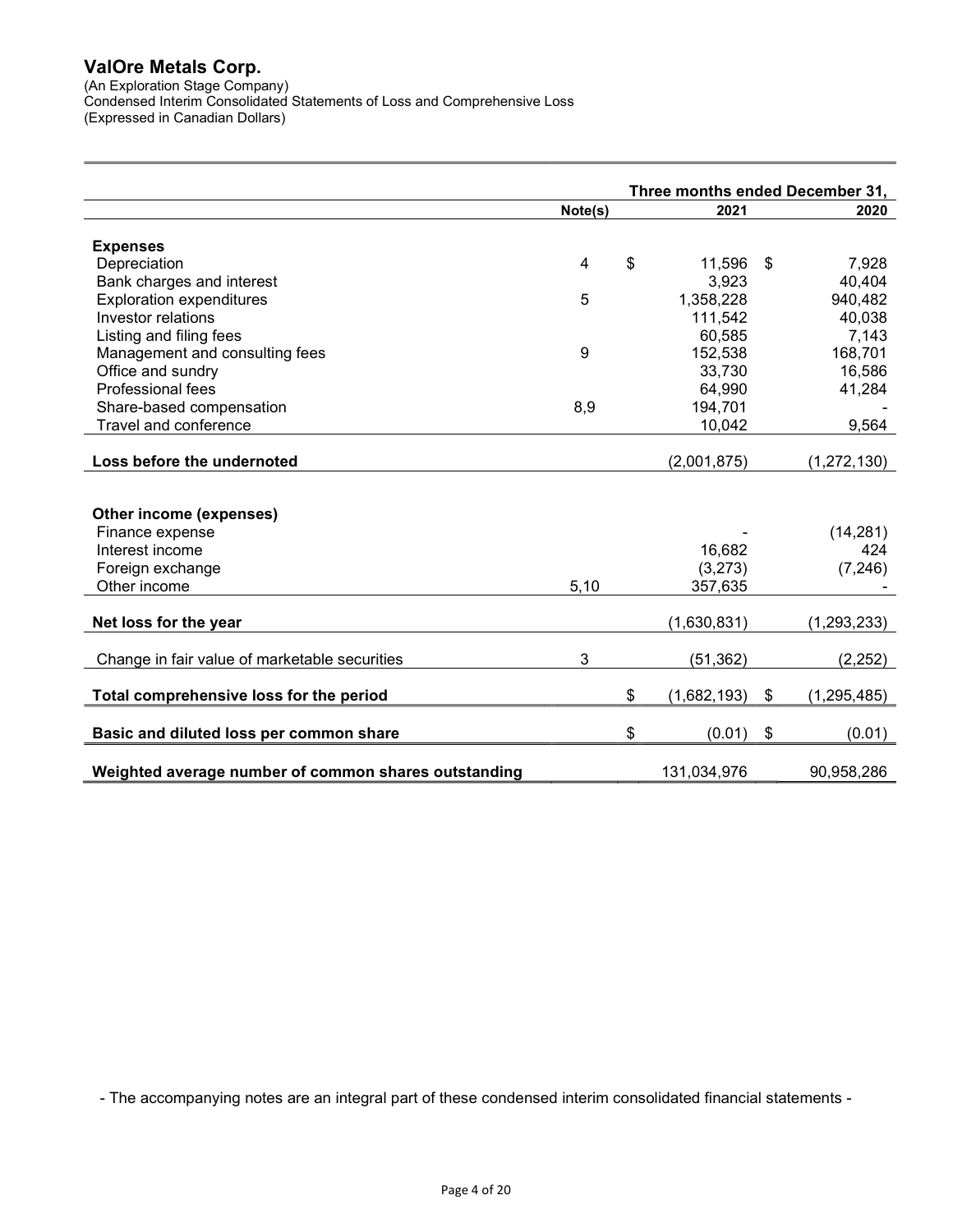# ValOre Metals Corp.

(An Exploration Stage Company)
Condensed Interim Consolidated Statements of Loss and Comprehensive Loss
(Expressed in Canadian Dollars)

| | Note(s) | Three months ended December 31, 2021 | 2020 |
|---|---|---|---|
| **Expenses** | | | |
| Depreciation | 4 | $ 11,596 | $ 7,928 |
| Bank charges and interest | | 3,923 | 40,404 |
| Exploration expenditures | 5 | 1,358,228 | 940,482 |
| Investor relations | | 111,542 | 40,038 |
| Listing and filing fees | | 60,585 | 7,143 |
| Management and consulting fees | 9 | 152,538 | 168,701 |
| Office and sundry | | 33,730 | 16,586 |
| Professional fees | | 64,990 | 41,284 |
| Share-based compensation | 8,9 | 194,701 | - |
| Travel and conference | | 10,042 | 9,564 |
| **Loss before the undernoted** | | (2,001,875) | (1,272,130) |
| **Other income (expenses)** | | | |
| Finance expense | | - | (14,281) |
| Interest income | | 16,682 | 424 |
| Foreign exchange | | (3,273) | (7,246) |
| Other income | 5,10 | 357,635 | - |
| **Net loss for the year** | | (1,630,831) | (1,293,233) |
| Change in fair value of marketable securities | 3 | (51,362) | (2,252) |
| **Total comprehensive loss for the period** | | $ (1,682,193) | $ (1,295,485) |
| **Basic and diluted loss per common share** | | $ (0.01) | $ (0.01) |
| **Weighted average number of common shares outstanding** | | 131,034,976 | 90,958,286 |

- The accompanying notes are an integral part of these condensed interim consolidated financial statements -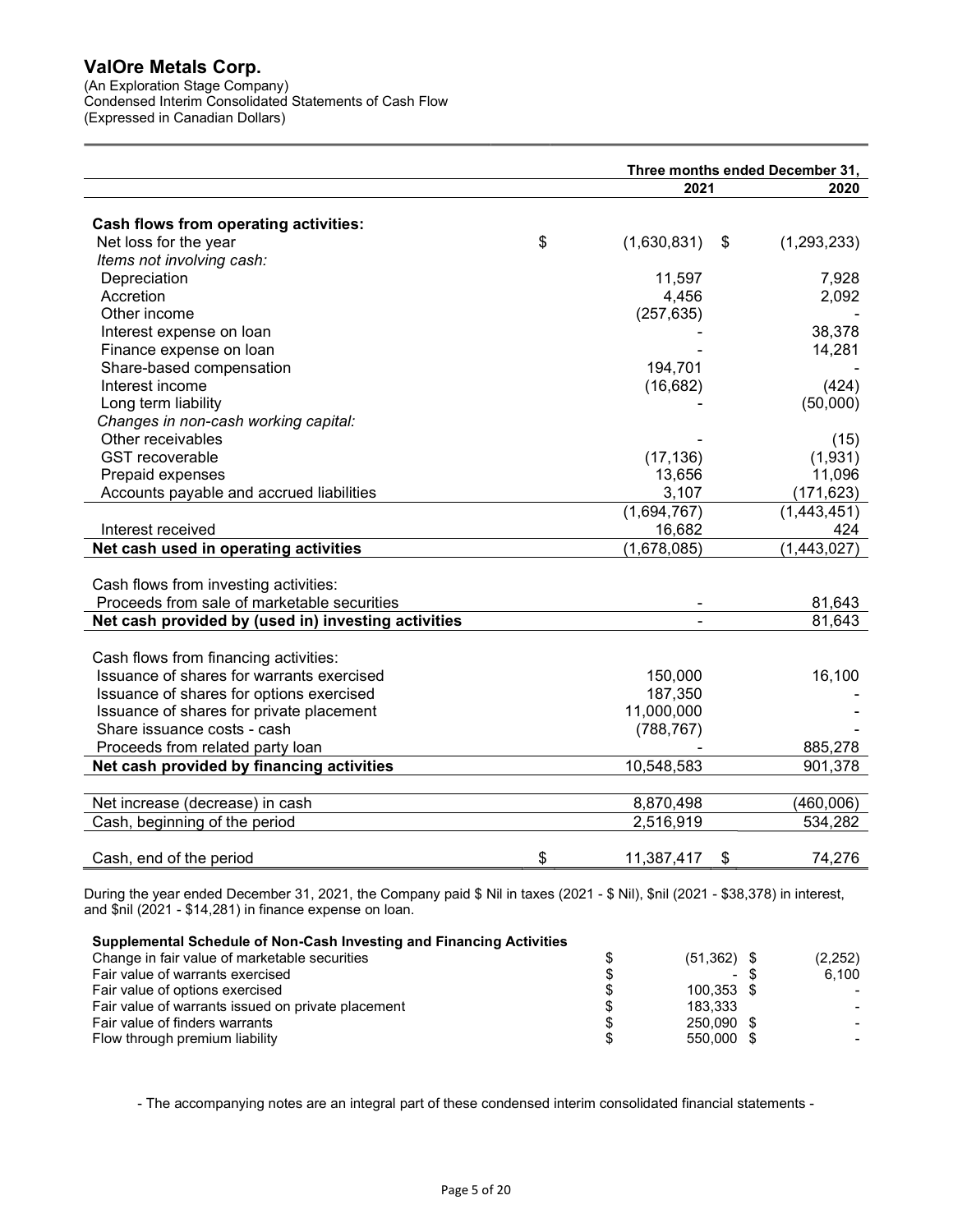# ValOre Metals Corp.

(An Exploration Stage Company)
Condensed Interim Consolidated Statements of Cash Flow
(Expressed in Canadian Dollars)

| | Three months ended December 31, 2021 | 2020 |
|---|---|---|
| **Cash flows from operating activities:** | | |
| Net loss for the year | $ (1,630,831) | $ (1,293,233) |
| *Items not involving cash:* | | |
| Depreciation | 11,597 | 7,928 |
| Accretion | 4,456 | 2,092 |
| Other income | (257,635) | - |
| Interest expense on loan | - | 38,378 |
| Finance expense on loan | - | 14,281 |
| Share-based compensation | 194,701 | - |
| Interest income | (16,682) | (424) |
| Long term liability | - | (50,000) |
| *Changes in non-cash working capital:* | | |
| Other receivables | - | (15) |
| GST recoverable | (17,136) | (1,931) |
| Prepaid expenses | 13,656 | 11,096 |
| Accounts payable and accrued liabilities | 3,107 | (171,623) |
| | (1,694,767) | (1,443,451) |
| Interest received | 16,682 | 424 |
| **Net cash used in operating activities** | (1,678,085) | (1,443,027) |
| Cash flows from investing activities: | | |
| Proceeds from sale of marketable securities | - | 81,643 |
| **Net cash provided by (used in) investing activities** | - | 81,643 |
| Cash flows from financing activities: | | |
| Issuance of shares for warrants exercised | 150,000 | 16,100 |
| Issuance of shares for options exercised | 187,350 | - |
| Issuance of shares for private placement | 11,000,000 | - |
| Share issuance costs - cash | (788,767) | - |
| Proceeds from related party loan | - | 885,278 |
| **Net cash provided by financing activities** | 10,548,583 | 901,378 |
| Net increase (decrease) in cash | 8,870,498 | (460,006) |
| Cash, beginning of the period | 2,516,919 | 534,282 |
| Cash, end of the period | $ 11,387,417 | $ 74,276 |

During the year ended December 31, 2021, the Company paid $ Nil in taxes (2021 - $ Nil), $nil (2021 - $38,378) in interest, and $nil (2021 - $14,281) in finance expense on loan.

**Supplemental Schedule of Non-Cash Investing and Financing Activities**

| | 2021 | 2020 |
|---|---|---|
| Change in fair value of marketable securities | $ (51,362) | $ (2,252) |
| Fair value of warrants exercised | $ - | $ 6,100 |
| Fair value of options exercised | $ 100,353 | $ - |
| Fair value of warrants issued on private placement | $ 183,333 | - |
| Fair value of finders warrants | $ 250,090 | $ - |
| Flow through premium liability | $ 550,000 | $ - |

- The accompanying notes are an integral part of these condensed interim consolidated financial statements -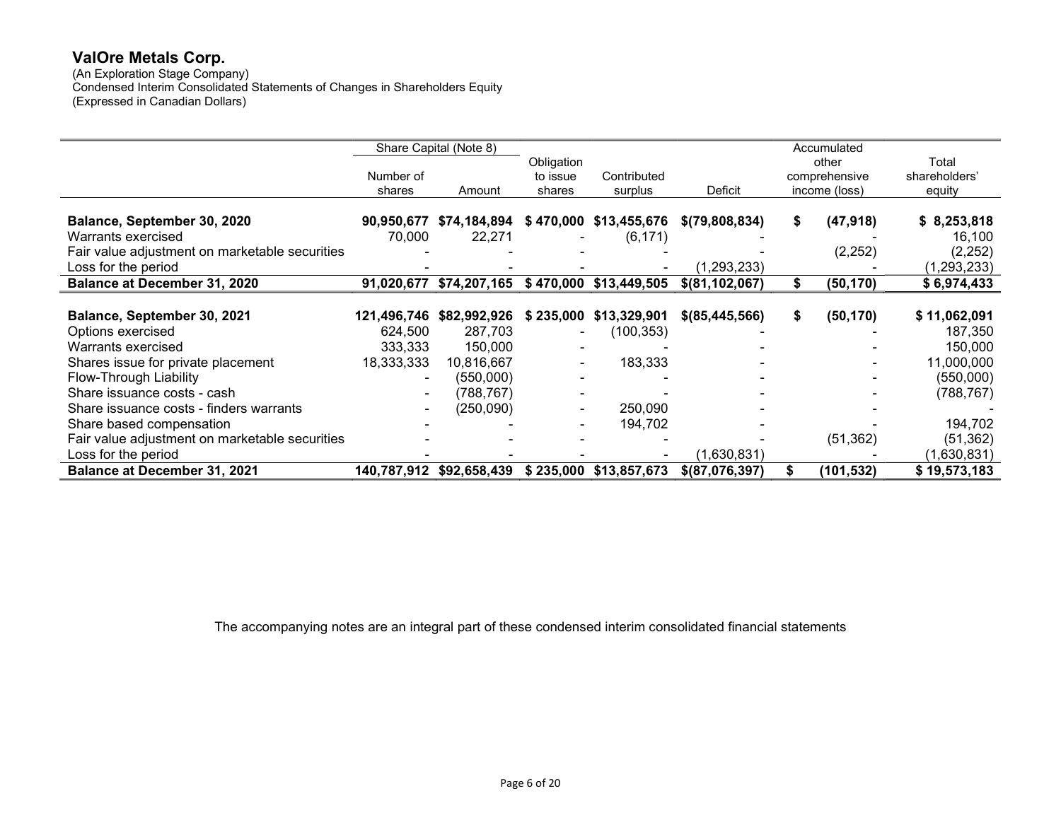# ValOre Metals Corp.

(An Exploration Stage Company)
Condensed Interim Consolidated Statements of Changes in Shareholders Equity
(Expressed in Canadian Dollars)

| | Share Capital (Note 8) | | | | | | |
|---|---|---|---|---|---|---|---|
| | Number of shares | Amount | Obligation to issue shares | Contributed surplus | Deficit | Accumulated other comprehensive income (loss) | Total shareholders' equity |
| **Balance, September 30, 2020** | **90,950,677** | **$74,184,894** | **$ 470,000** | **$13,455,676** | **$(79,808,834)** | **$ (47,918)** | **$ 8,253,818** |
| Warrants exercised | 70,000 | 22,271 | - | (6,171) | - | - | 16,100 |
| Fair value adjustment on marketable securities | - | - | - | - | - | (2,252) | (2,252) |
| Loss for the period | - | - | - | - | (1,293,233) | - | (1,293,233) |
| **Balance at December 31, 2020** | **91,020,677** | **$74,207,165** | **$ 470,000** | **$13,449,505** | **$(81,102,067)** | **$ (50,170)** | **$ 6,974,433** |
| | | | | | | | |
| **Balance, September 30, 2021** | **121,496,746** | **$82,992,926** | **$ 235,000** | **$13,329,901** | **$(85,445,566)** | **$ (50,170)** | **$ 11,062,091** |
| Options exercised | 624,500 | 287,703 | - | (100,353) | - | - | 187,350 |
| Warrants exercised | 333,333 | 150,000 | - | - | - | - | 150,000 |
| Shares issue for private placement | 18,333,333 | 10,816,667 | - | 183,333 | - | - | 11,000,000 |
| Flow-Through Liability | - | (550,000) | - | - | - | - | (550,000) |
| Share issuance costs - cash | - | (788,767) | - | - | - | - | (788,767) |
| Share issuance costs - finders warrants | - | (250,090) | - | 250,090 | - | - | - |
| Share based compensation | - | - | - | 194,702 | - | - | 194,702 |
| Fair value adjustment on marketable securities | - | - | - | - | - | (51,362) | (51,362) |
| Loss for the period | - | - | - | - | (1,630,831) | - | (1,630,831) |
| **Balance at December 31, 2021** | **140,787,912** | **$92,658,439** | **$ 235,000** | **$13,857,673** | **$(87,076,397)** | **$ (101,532)** | **$ 19,573,183** |

The accompanying notes are an integral part of these condensed interim consolidated financial statements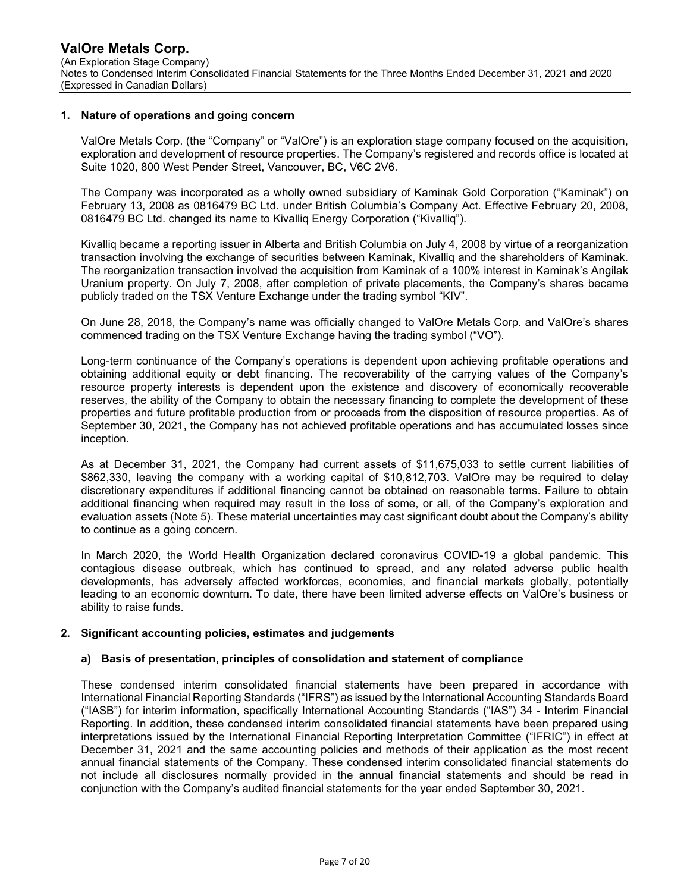## 1. Nature of operations and going concern

ValOre Metals Corp. (the "Company" or "ValOre") is an exploration stage company focused on the acquisition, exploration and development of resource properties. The Company's registered and records office is located at Suite 1020, 800 West Pender Street, Vancouver, BC, V6C 2V6.

The Company was incorporated as a wholly owned subsidiary of Kaminak Gold Corporation ("Kaminak") on February 13, 2008 as 0816479 BC Ltd. under British Columbia's Company Act. Effective February 20, 2008, 0816479 BC Ltd. changed its name to Kivalliq Energy Corporation ("Kivalliq").

Kivalliq became a reporting issuer in Alberta and British Columbia on July 4, 2008 by virtue of a reorganization transaction involving the exchange of securities between Kaminak, Kivalliq and the shareholders of Kaminak. The reorganization transaction involved the acquisition from Kaminak of a 100% interest in Kaminak's Angilak Uranium property. On July 7, 2008, after completion of private placements, the Company's shares became publicly traded on the TSX Venture Exchange under the trading symbol "KIV".

On June 28, 2018, the Company's name was officially changed to ValOre Metals Corp. and ValOre's shares commenced trading on the TSX Venture Exchange having the trading symbol ("VO").

Long-term continuance of the Company's operations is dependent upon achieving profitable operations and obtaining additional equity or debt financing. The recoverability of the carrying values of the Company's resource property interests is dependent upon the existence and discovery of economically recoverable reserves, the ability of the Company to obtain the necessary financing to complete the development of these properties and future profitable production from or proceeds from the disposition of resource properties. As of September 30, 2021, the Company has not achieved profitable operations and has accumulated losses since inception.

As at December 31, 2021, the Company had current assets of $11,675,033 to settle current liabilities of $862,330, leaving the company with a working capital of $10,812,703. ValOre may be required to delay discretionary expenditures if additional financing cannot be obtained on reasonable terms. Failure to obtain additional financing when required may result in the loss of some, or all, of the Company's exploration and evaluation assets (Note 5). These material uncertainties may cast significant doubt about the Company's ability to continue as a going concern.

In March 2020, the World Health Organization declared coronavirus COVID-19 a global pandemic. This contagious disease outbreak, which has continued to spread, and any related adverse public health developments, has adversely affected workforces, economies, and financial markets globally, potentially leading to an economic downturn. To date, there have been limited adverse effects on ValOre's business or ability to raise funds.

## 2. Significant accounting policies, estimates and judgements

### a) Basis of presentation, principles of consolidation and statement of compliance

These condensed interim consolidated financial statements have been prepared in accordance with International Financial Reporting Standards ("IFRS") as issued by the International Accounting Standards Board ("IASB") for interim information, specifically International Accounting Standards ("IAS") 34 - Interim Financial Reporting. In addition, these condensed interim consolidated financial statements have been prepared using interpretations issued by the International Financial Reporting Interpretation Committee ("IFRIC") in effect at December 31, 2021 and the same accounting policies and methods of their application as the most recent annual financial statements of the Company. These condensed interim consolidated financial statements do not include all disclosures normally provided in the annual financial statements and should be read in conjunction with the Company's audited financial statements for the year ended September 30, 2021.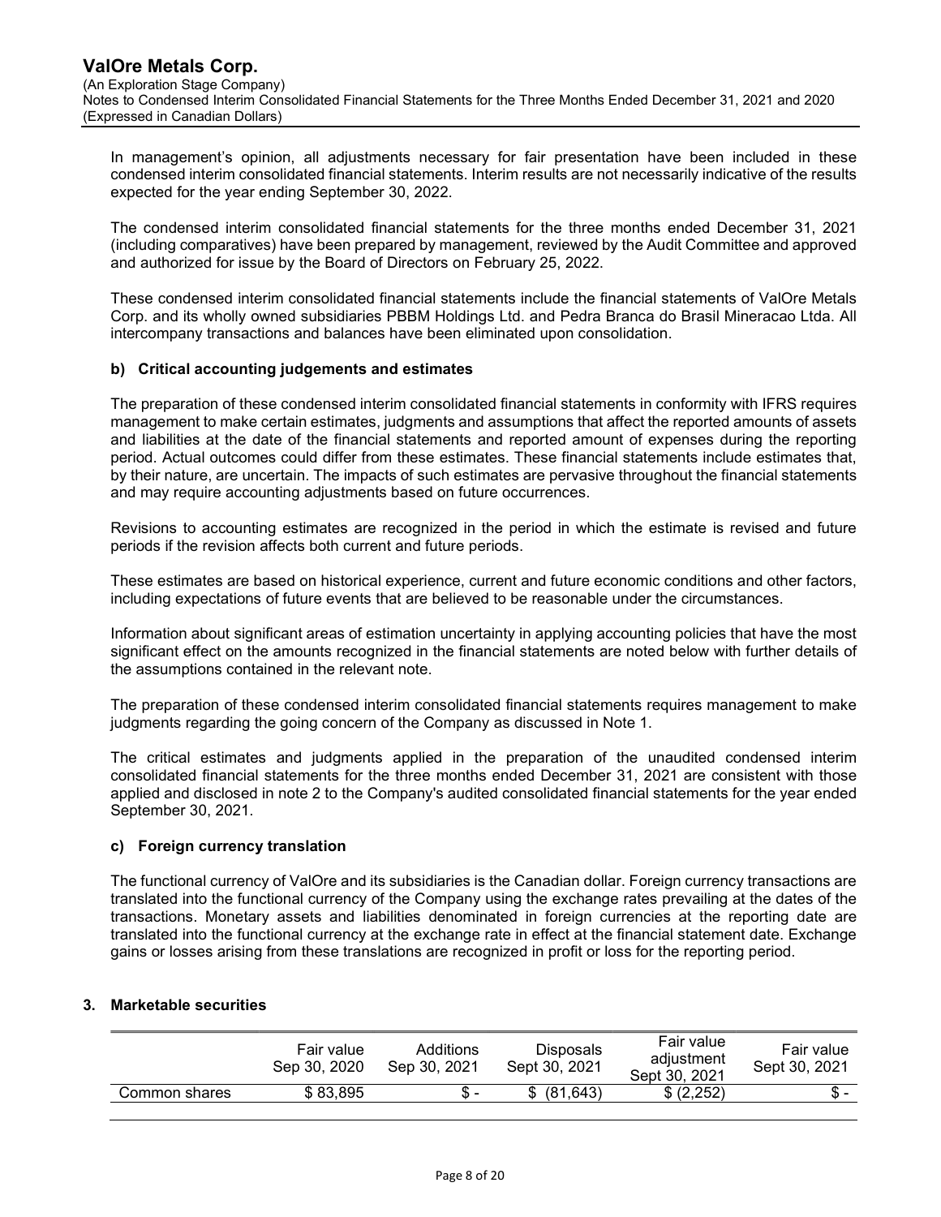In management's opinion, all adjustments necessary for fair presentation have been included in these condensed interim consolidated financial statements. Interim results are not necessarily indicative of the results expected for the year ending September 30, 2022.

The condensed interim consolidated financial statements for the three months ended December 31, 2021 (including comparatives) have been prepared by management, reviewed by the Audit Committee and approved and authorized for issue by the Board of Directors on February 25, 2022.

These condensed interim consolidated financial statements include the financial statements of ValOre Metals Corp. and its wholly owned subsidiaries PBBM Holdings Ltd. and Pedra Branca do Brasil Mineracao Ltda. All intercompany transactions and balances have been eliminated upon consolidation.

### b) Critical accounting judgements and estimates

The preparation of these condensed interim consolidated financial statements in conformity with IFRS requires management to make certain estimates, judgments and assumptions that affect the reported amounts of assets and liabilities at the date of the financial statements and reported amount of expenses during the reporting period. Actual outcomes could differ from these estimates. These financial statements include estimates that, by their nature, are uncertain. The impacts of such estimates are pervasive throughout the financial statements and may require accounting adjustments based on future occurrences.

Revisions to accounting estimates are recognized in the period in which the estimate is revised and future periods if the revision affects both current and future periods.

These estimates are based on historical experience, current and future economic conditions and other factors, including expectations of future events that are believed to be reasonable under the circumstances.

Information about significant areas of estimation uncertainty in applying accounting policies that have the most significant effect on the amounts recognized in the financial statements are noted below with further details of the assumptions contained in the relevant note.

The preparation of these condensed interim consolidated financial statements requires management to make judgments regarding the going concern of the Company as discussed in Note 1.

The critical estimates and judgments applied in the preparation of the unaudited condensed interim consolidated financial statements for the three months ended December 31, 2021 are consistent with those applied and disclosed in note 2 to the Company's audited consolidated financial statements for the year ended September 30, 2021.

### c) Foreign currency translation

The functional currency of ValOre and its subsidiaries is the Canadian dollar. Foreign currency transactions are translated into the functional currency of the Company using the exchange rates prevailing at the dates of the transactions. Monetary assets and liabilities denominated in foreign currencies at the reporting date are translated into the functional currency at the exchange rate in effect at the financial statement date. Exchange gains or losses arising from these translations are recognized in profit or loss for the reporting period.

## 3. Marketable securities

| | Fair value Sep 30, 2020 | Additions Sep 30, 2021 | Disposals Sept 30, 2021 | Fair value adjustment Sept 30, 2021 | Fair value Sept 30, 2021 |
|---|---|---|---|---|---|
| Common shares | $ 83,895 | $ - | $ (81,643) | $ (2,252) | $ - |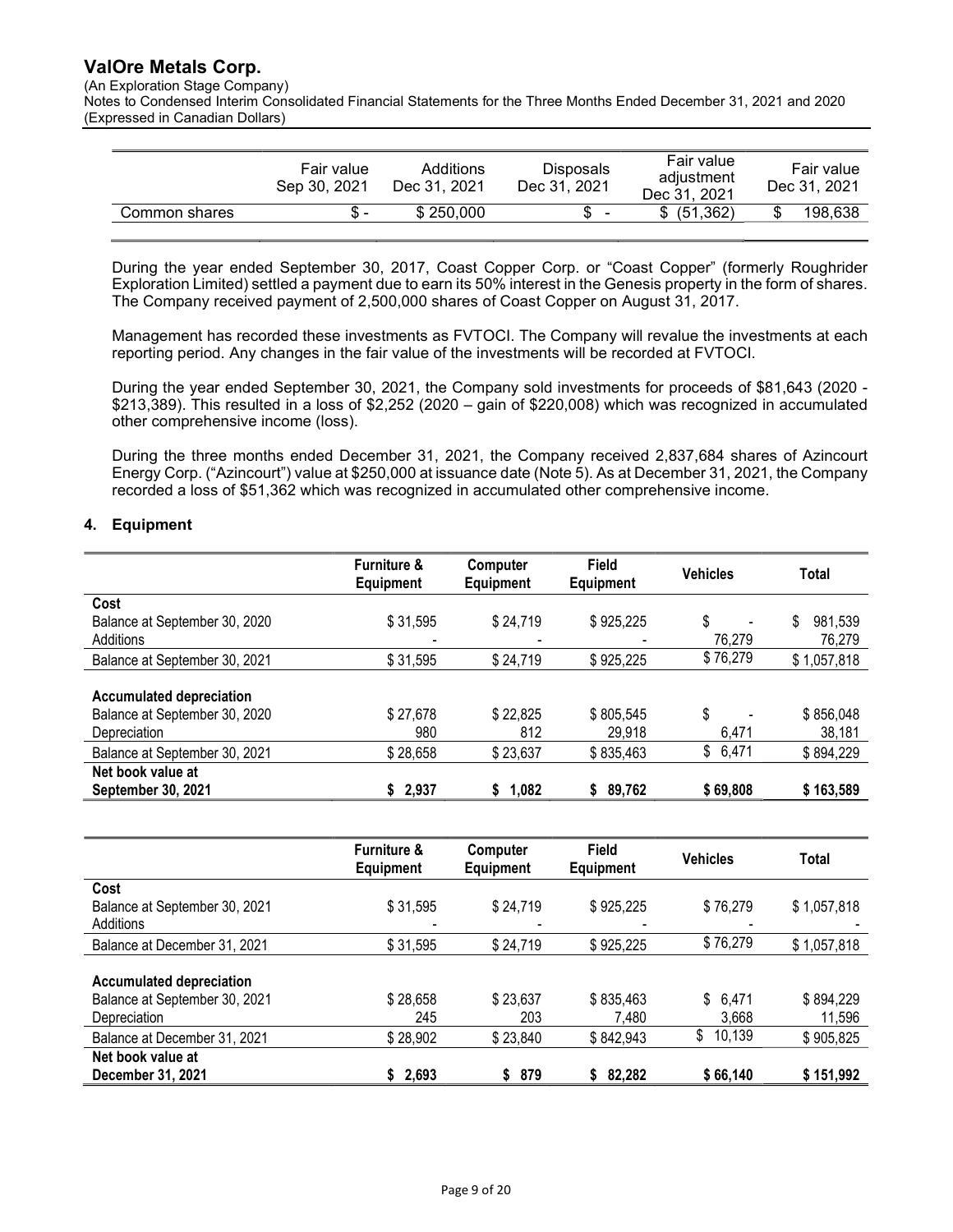|  | Fair value Sep 30, 2021 | Additions Dec 31, 2021 | Disposals Dec 31, 2021 | Fair value adjustment Dec 31, 2021 | Fair value Dec 31, 2021 |
|---|---|---|---|---|---|
| Common shares | $ - | $ 250,000 | $ - | $ (51,362) | $ 198,638 |

During the year ended September 30, 2017, Coast Copper Corp. or "Coast Copper" (formerly Roughrider Exploration Limited) settled a payment due to earn its 50% interest in the Genesis property in the form of shares. The Company received payment of 2,500,000 shares of Coast Copper on August 31, 2017.

Management has recorded these investments as FVTOCI. The Company will revalue the investments at each reporting period. Any changes in the fair value of the investments will be recorded at FVTOCI.

During the year ended September 30, 2021, the Company sold investments for proceeds of $81,643 (2020 - $213,389). This resulted in a loss of $2,252 (2020 – gain of $220,008) which was recognized in accumulated other comprehensive income (loss).

During the three months ended December 31, 2021, the Company received 2,837,684 shares of Azincourt Energy Corp. ("Azincourt") value at $250,000 at issuance date (Note 5). As at December 31, 2021, the Company recorded a loss of $51,362 which was recognized in accumulated other comprehensive income.

## 4. Equipment

|  | Furniture & Equipment | Computer Equipment | Field Equipment | Vehicles | Total |
|---|---|---|---|---|---|
| **Cost** |  |  |  |  |  |
| Balance at September 30, 2020 | $ 31,595 | $ 24,719 | $ 925,225 | $ - | $ 981,539 |
| Additions | - | - | - | 76,279 | 76,279 |
| Balance at September 30, 2021 | $ 31,595 | $ 24,719 | $ 925,225 | $ 76,279 | $ 1,057,818 |
| **Accumulated depreciation** |  |  |  |  |  |
| Balance at September 30, 2020 | $ 27,678 | $ 22,825 | $ 805,545 | $ - | $ 856,048 |
| Depreciation | 980 | 812 | 29,918 | 6,471 | 38,181 |
| Balance at September 30, 2021 | $ 28,658 | $ 23,637 | $ 835,463 | $ 6,471 | $ 894,229 |
| **Net book value at September 30, 2021** | **$ 2,937** | **$ 1,082** | **$ 89,762** | **$ 69,808** | **$ 163,589** |

|  | Furniture & Equipment | Computer Equipment | Field Equipment | Vehicles | Total |
|---|---|---|---|---|---|
| **Cost** |  |  |  |  |  |
| Balance at September 30, 2021 | $ 31,595 | $ 24,719 | $ 925,225 | $ 76,279 | $ 1,057,818 |
| Additions | - | - | - | - | - |
| Balance at December 31, 2021 | $ 31,595 | $ 24,719 | $ 925,225 | $ 76,279 | $ 1,057,818 |
| **Accumulated depreciation** |  |  |  |  |  |
| Balance at September 30, 2021 | $ 28,658 | $ 23,637 | $ 835,463 | $ 6,471 | $ 894,229 |
| Depreciation | 245 | 203 | 7,480 | 3,668 | 11,596 |
| Balance at December 31, 2021 | $ 28,902 | $ 23,840 | $ 842,943 | $ 10,139 | $ 905,825 |
| **Net book value at December 31, 2021** | **$ 2,693** | **$ 879** | **$ 82,282** | **$ 66,140** | **$ 151,992** |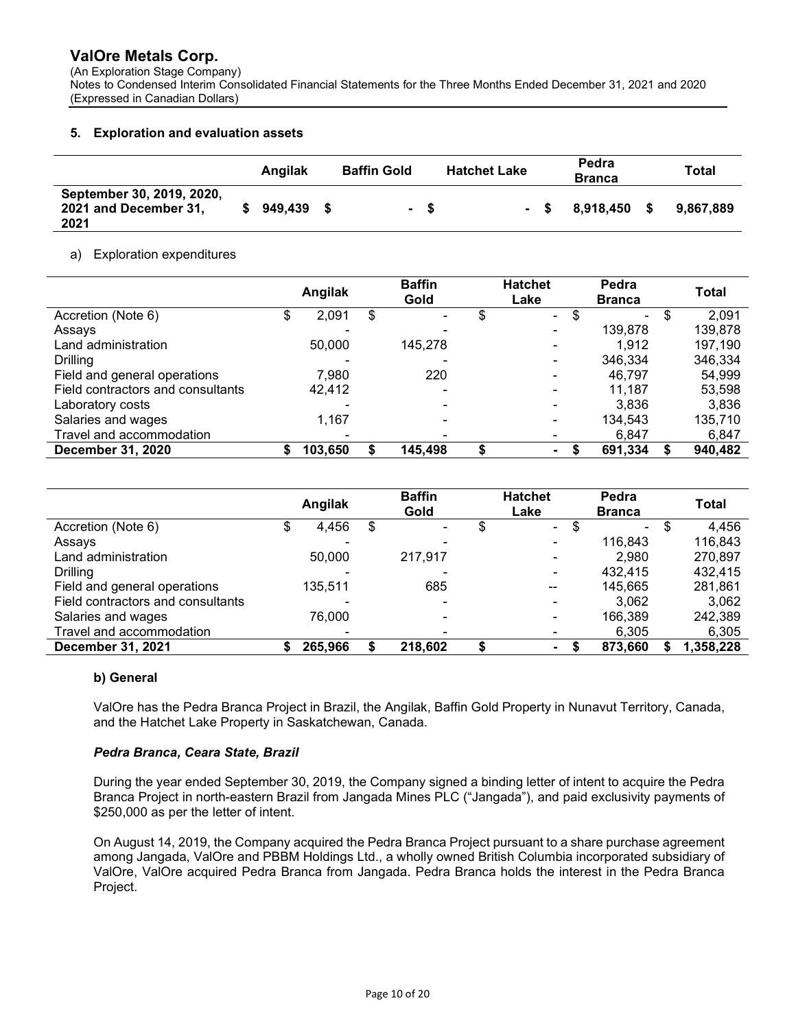**ValOre Metals Corp.**
(An Exploration Stage Company)
Notes to Condensed Interim Consolidated Financial Statements for the Three Months Ended December 31, 2021 and 2020
(Expressed in Canadian Dollars)

## 5. Exploration and evaluation assets

| | Angilak | Baffin Gold | Hatchet Lake | Pedra Branca | Total |
|---|---|---|---|---|---|
| **September 30, 2019, 2020, 2021 and December 31, 2021** | **$ 949,439** | **$ -** | **$ -** | **$ 8,918,450** | **$ 9,867,889** |

a) Exploration expenditures

| | Angilak | Baffin Gold | Hatchet Lake | Pedra Branca | Total |
|---|---|---|---|---|---|
| Accretion (Note 6) | $ 2,091 | $ - | $ - | $ - | $ 2,091 |
| Assays | - | - | - | 139,878 | 139,878 |
| Land administration | 50,000 | 145,278 | - | 1,912 | 197,190 |
| Drilling | - | - | - | 346,334 | 346,334 |
| Field and general operations | 7,980 | 220 | - | 46,797 | 54,999 |
| Field contractors and consultants | 42,412 | - | - | 11,187 | 53,598 |
| Laboratory costs | - | - | - | 3,836 | 3,836 |
| Salaries and wages | 1,167 | - | - | 134,543 | 135,710 |
| Travel and accommodation | - | - | - | 6,847 | 6,847 |
| **December 31, 2020** | **$ 103,650** | **$ 145,498** | **$ -** | **$ 691,334** | **$ 940,482** |

| | Angilak | Baffin Gold | Hatchet Lake | Pedra Branca | Total |
|---|---|---|---|---|---|
| Accretion (Note 6) | $ 4,456 | $ - | $ - | $ - | $ 4,456 |
| Assays | - | - | - | 116,843 | 116,843 |
| Land administration | 50,000 | 217,917 | - | 2,980 | 270,897 |
| Drilling | - | - | - | 432,415 | 432,415 |
| Field and general operations | 135,511 | 685 | -- | 145,665 | 281,861 |
| Field contractors and consultants | - | - | - | 3,062 | 3,062 |
| Salaries and wages | 76,000 | - | - | 166,389 | 242,389 |
| Travel and accommodation | - | - | - | 6,305 | 6,305 |
| **December 31, 2021** | **$ 265,966** | **$ 218,602** | **$ -** | **$ 873,660** | **$ 1,358,228** |

**b) General**

ValOre has the Pedra Branca Project in Brazil, the Angilak, Baffin Gold Property in Nunavut Territory, Canada, and the Hatchet Lake Property in Saskatchewan, Canada.

***Pedra Branca, Ceara State, Brazil***

During the year ended September 30, 2019, the Company signed a binding letter of intent to acquire the Pedra Branca Project in north-eastern Brazil from Jangada Mines PLC ("Jangada"), and paid exclusivity payments of $250,000 as per the letter of intent.

On August 14, 2019, the Company acquired the Pedra Branca Project pursuant to a share purchase agreement among Jangada, ValOre and PBBM Holdings Ltd., a wholly owned British Columbia incorporated subsidiary of ValOre, ValOre acquired Pedra Branca from Jangada. Pedra Branca holds the interest in the Pedra Branca Project.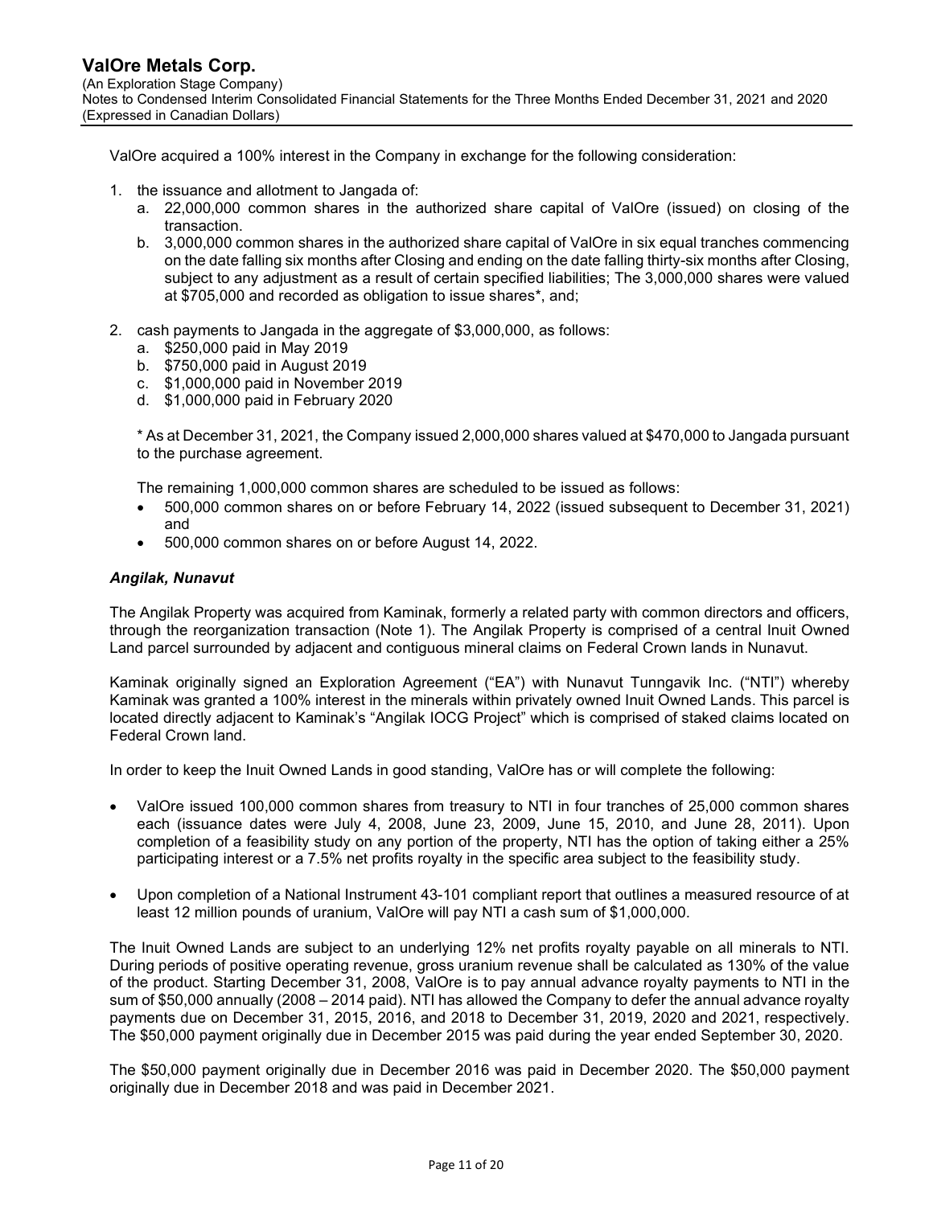ValOre acquired a 100% interest in the Company in exchange for the following consideration:

1. the issuance and allotment to Jangada of:
   a. 22,000,000 common shares in the authorized share capital of ValOre (issued) on closing of the transaction.
   b. 3,000,000 common shares in the authorized share capital of ValOre in six equal tranches commencing on the date falling six months after Closing and ending on the date falling thirty-six months after Closing, subject to any adjustment as a result of certain specified liabilities; The 3,000,000 shares were valued at $705,000 and recorded as obligation to issue shares*, and;

2. cash payments to Jangada in the aggregate of $3,000,000, as follows:
   a. $250,000 paid in May 2019
   b. $750,000 paid in August 2019
   c. $1,000,000 paid in November 2019
   d. $1,000,000 paid in February 2020

   * As at December 31, 2021, the Company issued 2,000,000 shares valued at $470,000 to Jangada pursuant to the purchase agreement.

   The remaining 1,000,000 common shares are scheduled to be issued as follows:
   - 500,000 common shares on or before February 14, 2022 (issued subsequent to December 31, 2021) and
   - 500,000 common shares on or before August 14, 2022.

### *Angilak, Nunavut*

The Angilak Property was acquired from Kaminak, formerly a related party with common directors and officers, through the reorganization transaction (Note 1). The Angilak Property is comprised of a central Inuit Owned Land parcel surrounded by adjacent and contiguous mineral claims on Federal Crown lands in Nunavut.

Kaminak originally signed an Exploration Agreement ("EA") with Nunavut Tunngavik Inc. ("NTI") whereby Kaminak was granted a 100% interest in the minerals within privately owned Inuit Owned Lands. This parcel is located directly adjacent to Kaminak's "Angilak IOCG Project" which is comprised of staked claims located on Federal Crown land.

In order to keep the Inuit Owned Lands in good standing, ValOre has or will complete the following:

- ValOre issued 100,000 common shares from treasury to NTI in four tranches of 25,000 common shares each (issuance dates were July 4, 2008, June 23, 2009, June 15, 2010, and June 28, 2011). Upon completion of a feasibility study on any portion of the property, NTI has the option of taking either a 25% participating interest or a 7.5% net profits royalty in the specific area subject to the feasibility study.

- Upon completion of a National Instrument 43-101 compliant report that outlines a measured resource of at least 12 million pounds of uranium, ValOre will pay NTI a cash sum of $1,000,000.

The Inuit Owned Lands are subject to an underlying 12% net profits royalty payable on all minerals to NTI. During periods of positive operating revenue, gross uranium revenue shall be calculated as 130% of the value of the product. Starting December 31, 2008, ValOre is to pay annual advance royalty payments to NTI in the sum of $50,000 annually (2008 – 2014 paid). NTI has allowed the Company to defer the annual advance royalty payments due on December 31, 2015, 2016, and 2018 to December 31, 2019, 2020 and 2021, respectively. The $50,000 payment originally due in December 2015 was paid during the year ended September 30, 2020.

The $50,000 payment originally due in December 2016 was paid in December 2020. The $50,000 payment originally due in December 2018 and was paid in December 2021.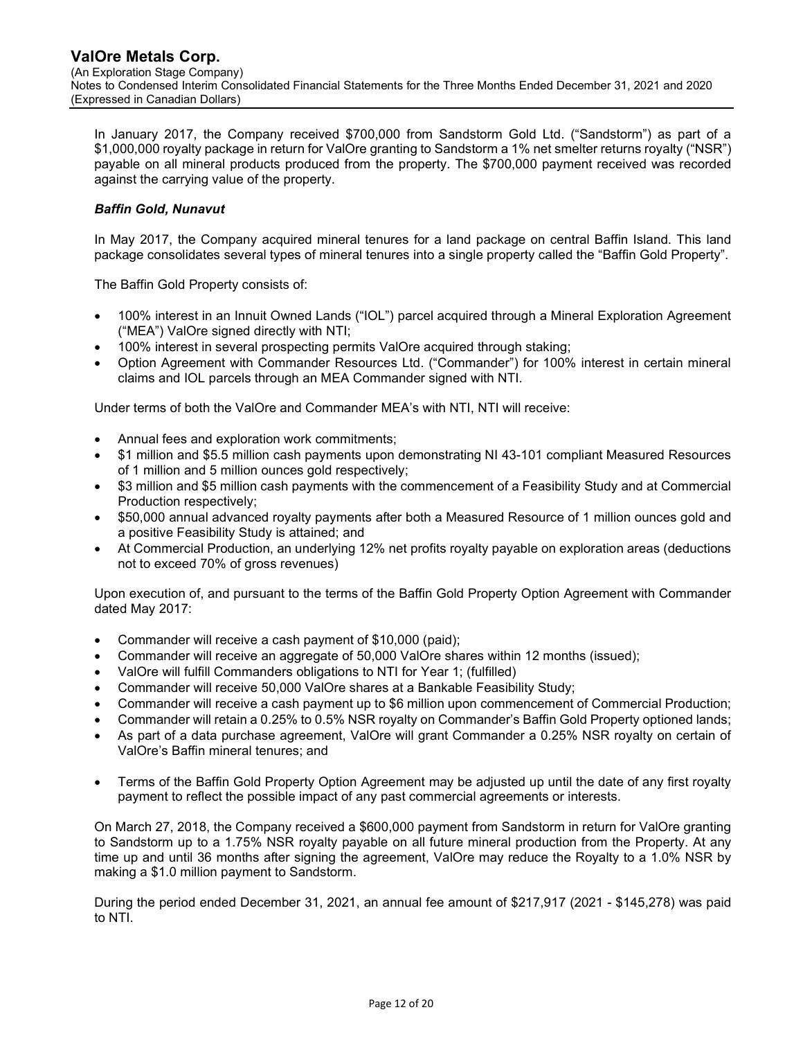In January 2017, the Company received $700,000 from Sandstorm Gold Ltd. ("Sandstorm") as part of a $1,000,000 royalty package in return for ValOre granting to Sandstorm a 1% net smelter returns royalty ("NSR") payable on all mineral products produced from the property. The $700,000 payment received was recorded against the carrying value of the property.

***Baffin Gold, Nunavut***

In May 2017, the Company acquired mineral tenures for a land package on central Baffin Island. This land package consolidates several types of mineral tenures into a single property called the "Baffin Gold Property".

The Baffin Gold Property consists of:

- 100% interest in an Innuit Owned Lands ("IOL") parcel acquired through a Mineral Exploration Agreement ("MEA") ValOre signed directly with NTI;
- 100% interest in several prospecting permits ValOre acquired through staking;
- Option Agreement with Commander Resources Ltd. ("Commander") for 100% interest in certain mineral claims and IOL parcels through an MEA Commander signed with NTI.

Under terms of both the ValOre and Commander MEA's with NTI, NTI will receive:

- Annual fees and exploration work commitments;
- $1 million and $5.5 million cash payments upon demonstrating NI 43-101 compliant Measured Resources of 1 million and 5 million ounces gold respectively;
- $3 million and $5 million cash payments with the commencement of a Feasibility Study and at Commercial Production respectively;
- $50,000 annual advanced royalty payments after both a Measured Resource of 1 million ounces gold and a positive Feasibility Study is attained; and
- At Commercial Production, an underlying 12% net profits royalty payable on exploration areas (deductions not to exceed 70% of gross revenues)

Upon execution of, and pursuant to the terms of the Baffin Gold Property Option Agreement with Commander dated May 2017:

- Commander will receive a cash payment of $10,000 (paid);
- Commander will receive an aggregate of 50,000 ValOre shares within 12 months (issued);
- ValOre will fulfill Commanders obligations to NTI for Year 1; (fulfilled)
- Commander will receive 50,000 ValOre shares at a Bankable Feasibility Study;
- Commander will receive a cash payment up to $6 million upon commencement of Commercial Production;
- Commander will retain a 0.25% to 0.5% NSR royalty on Commander's Baffin Gold Property optioned lands;
- As part of a data purchase agreement, ValOre will grant Commander a 0.25% NSR royalty on certain of ValOre's Baffin mineral tenures; and
- Terms of the Baffin Gold Property Option Agreement may be adjusted up until the date of any first royalty payment to reflect the possible impact of any past commercial agreements or interests.

On March 27, 2018, the Company received a $600,000 payment from Sandstorm in return for ValOre granting to Sandstorm up to a 1.75% NSR royalty payable on all future mineral production from the Property. At any time up and until 36 months after signing the agreement, ValOre may reduce the Royalty to a 1.0% NSR by making a $1.0 million payment to Sandstorm.

During the period ended December 31, 2021, an annual fee amount of $217,917 (2021 - $145,278) was paid to NTI.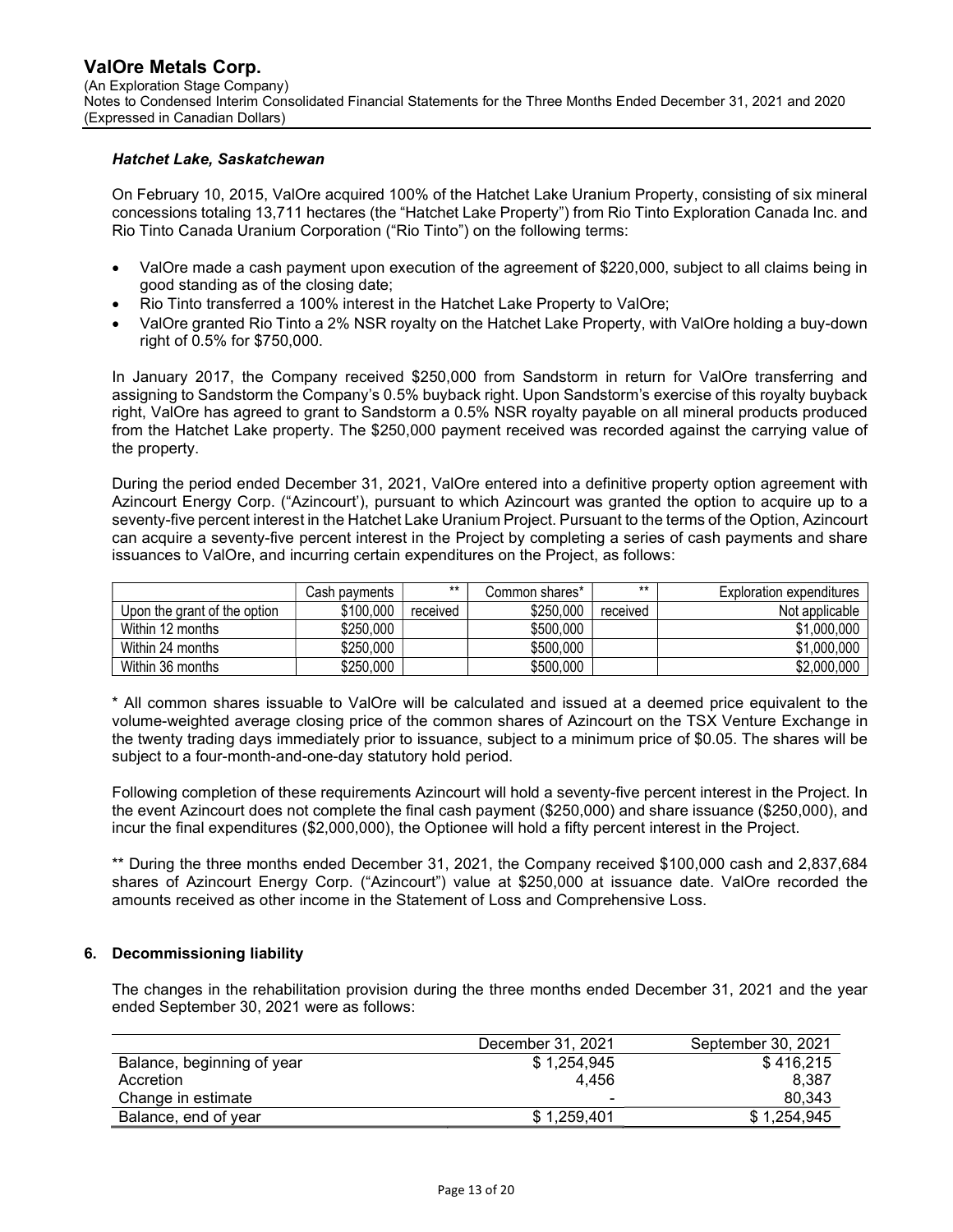### *Hatchet Lake, Saskatchewan*

On February 10, 2015, ValOre acquired 100% of the Hatchet Lake Uranium Property, consisting of six mineral concessions totaling 13,711 hectares (the "Hatchet Lake Property") from Rio Tinto Exploration Canada Inc. and Rio Tinto Canada Uranium Corporation ("Rio Tinto") on the following terms:

- ValOre made a cash payment upon execution of the agreement of $220,000, subject to all claims being in good standing as of the closing date;
- Rio Tinto transferred a 100% interest in the Hatchet Lake Property to ValOre;
- ValOre granted Rio Tinto a 2% NSR royalty on the Hatchet Lake Property, with ValOre holding a buy-down right of 0.5% for $750,000.

In January 2017, the Company received $250,000 from Sandstorm in return for ValOre transferring and assigning to Sandstorm the Company's 0.5% buyback right. Upon Sandstorm's exercise of this royalty buyback right, ValOre has agreed to grant to Sandstorm a 0.5% NSR royalty payable on all mineral products produced from the Hatchet Lake property. The $250,000 payment received was recorded against the carrying value of the property.

During the period ended December 31, 2021, ValOre entered into a definitive property option agreement with Azincourt Energy Corp. ("Azincourt'), pursuant to which Azincourt was granted the option to acquire up to a seventy-five percent interest in the Hatchet Lake Uranium Project. Pursuant to the terms of the Option, Azincourt can acquire a seventy-five percent interest in the Project by completing a series of cash payments and share issuances to ValOre, and incurring certain expenditures on the Project, as follows:

| | Cash payments | ** | Common shares* | ** | Exploration expenditures |
|---|---|---|---|---|---|
| Upon the grant of the option | $100,000 | received | $250,000 | received | Not applicable |
| Within 12 months | $250,000 | | $500,000 | | $1,000,000 |
| Within 24 months | $250,000 | | $500,000 | | $1,000,000 |
| Within 36 months | $250,000 | | $500,000 | | $2,000,000 |

\* All common shares issuable to ValOre will be calculated and issued at a deemed price equivalent to the volume-weighted average closing price of the common shares of Azincourt on the TSX Venture Exchange in the twenty trading days immediately prior to issuance, subject to a minimum price of $0.05. The shares will be subject to a four-month-and-one-day statutory hold period.

Following completion of these requirements Azincourt will hold a seventy-five percent interest in the Project. In the event Azincourt does not complete the final cash payment ($250,000) and share issuance ($250,000), and incur the final expenditures ($2,000,000), the Optionee will hold a fifty percent interest in the Project.

\** During the three months ended December 31, 2021, the Company received $100,000 cash and 2,837,684 shares of Azincourt Energy Corp. ("Azincourt") value at $250,000 at issuance date. ValOre recorded the amounts received as other income in the Statement of Loss and Comprehensive Loss.

## 6. Decommissioning liability

The changes in the rehabilitation provision during the three months ended December 31, 2021 and the year ended September 30, 2021 were as follows:

| | December 31, 2021 | September 30, 2021 |
|---|---|---|
| Balance, beginning of year | $ 1,254,945 | $ 416,215 |
| Accretion | 4,456 | 8,387 |
| Change in estimate | - | 80,343 |
| Balance, end of year | $ 1,259,401 | $ 1,254,945 |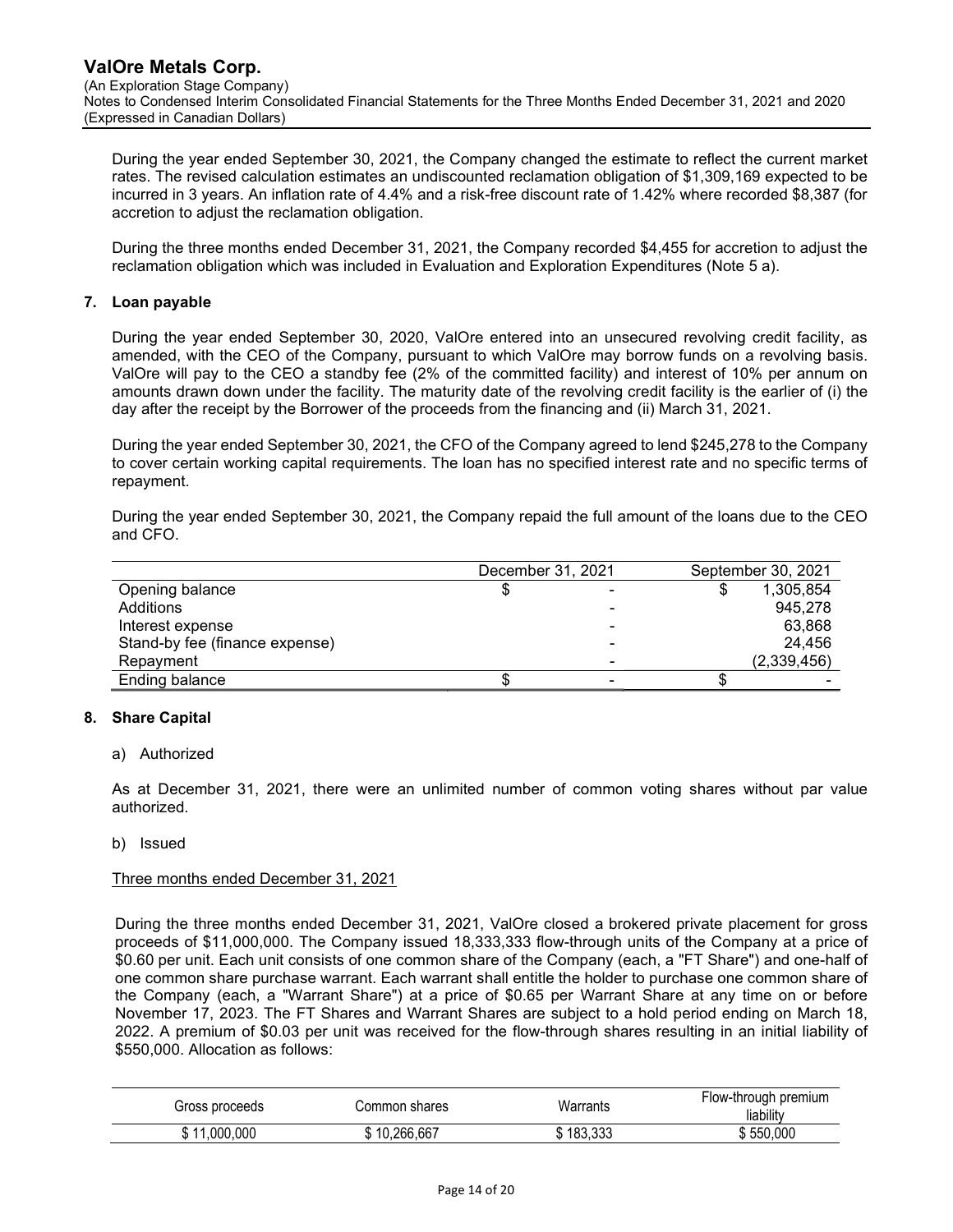During the year ended September 30, 2021, the Company changed the estimate to reflect the current market rates. The revised calculation estimates an undiscounted reclamation obligation of $1,309,169 expected to be incurred in 3 years. An inflation rate of 4.4% and a risk-free discount rate of 1.42% where recorded $8,387 (for accretion to adjust the reclamation obligation.

During the three months ended December 31, 2021, the Company recorded $4,455 for accretion to adjust the reclamation obligation which was included in Evaluation and Exploration Expenditures (Note 5 a).

## 7. Loan payable

During the year ended September 30, 2020, ValOre entered into an unsecured revolving credit facility, as amended, with the CEO of the Company, pursuant to which ValOre may borrow funds on a revolving basis. ValOre will pay to the CEO a standby fee (2% of the committed facility) and interest of 10% per annum on amounts drawn down under the facility. The maturity date of the revolving credit facility is the earlier of (i) the day after the receipt by the Borrower of the proceeds from the financing and (ii) March 31, 2021.

During the year ended September 30, 2021, the CFO of the Company agreed to lend $245,278 to the Company to cover certain working capital requirements. The loan has no specified interest rate and no specific terms of repayment.

During the year ended September 30, 2021, the Company repaid the full amount of the loans due to the CEO and CFO.

| | December 31, 2021 | September 30, 2021 |
|---|---|---|
| Opening balance | $ - | $ 1,305,854 |
| Additions | - | 945,278 |
| Interest expense | - | 63,868 |
| Stand-by fee (finance expense) | - | 24,456 |
| Repayment | - | (2,339,456) |
| Ending balance | $ - | $ - |

## 8. Share Capital

a) Authorized

As at December 31, 2021, there were an unlimited number of common voting shares without par value authorized.

b) Issued

Three months ended December 31, 2021

During the three months ended December 31, 2021, ValOre closed a brokered private placement for gross proceeds of $11,000,000. The Company issued 18,333,333 flow-through units of the Company at a price of $0.60 per unit. Each unit consists of one common share of the Company (each, a "FT Share") and one-half of one common share purchase warrant. Each warrant shall entitle the holder to purchase one common share of the Company (each, a "Warrant Share") at a price of $0.65 per Warrant Share at any time on or before November 17, 2023. The FT Shares and Warrant Shares are subject to a hold period ending on March 18, 2022. A premium of $0.03 per unit was received for the flow-through shares resulting in an initial liability of $550,000. Allocation as follows:

| Gross proceeds | Common shares | Warrants | Flow-through premium liability |
|---|---|---|---|
| $ 11,000,000 | $ 10,266,667 | $ 183,333 | $ 550,000 |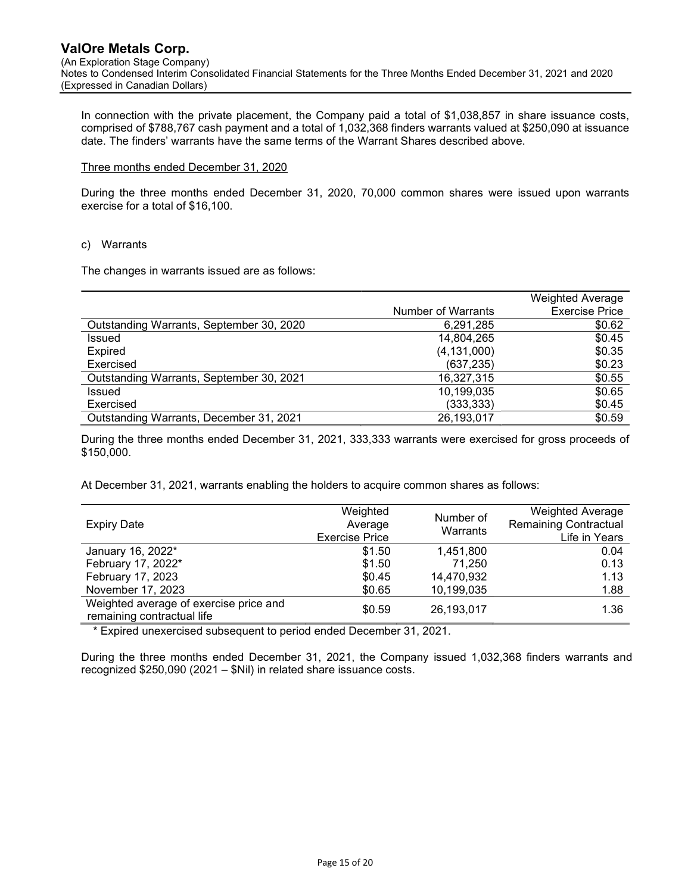In connection with the private placement, the Company paid a total of $1,038,857 in share issuance costs, comprised of $788,767 cash payment and a total of 1,032,368 finders warrants valued at $250,090 at issuance date. The finders' warrants have the same terms of the Warrant Shares described above.

Three months ended December 31, 2020

During the three months ended December 31, 2020, 70,000 common shares were issued upon warrants exercise for a total of $16,100.

c) Warrants

The changes in warrants issued are as follows:

| | Number of Warrants | Weighted Average Exercise Price |
|---|---|---|
| Outstanding Warrants, September 30, 2020 | 6,291,285 | $0.62 |
| Issued | 14,804,265 | $0.45 |
| Expired | (4,131,000) | $0.35 |
| Exercised | (637,235) | $0.23 |
| Outstanding Warrants, September 30, 2021 | 16,327,315 | $0.55 |
| Issued | 10,199,035 | $0.65 |
| Exercised | (333,333) | $0.45 |
| Outstanding Warrants, December 31, 2021 | 26,193,017 | $0.59 |

During the three months ended December 31, 2021, 333,333 warrants were exercised for gross proceeds of $150,000.

At December 31, 2021, warrants enabling the holders to acquire common shares as follows:

| Expiry Date | Weighted Average Exercise Price | Number of Warrants | Weighted Average Remaining Contractual Life in Years |
|---|---|---|---|
| January 16, 2022* | $1.50 | 1,451,800 | 0.04 |
| February 17, 2022* | $1.50 | 71,250 | 0.13 |
| February 17, 2023 | $0.45 | 14,470,932 | 1.13 |
| November 17, 2023 | $0.65 | 10,199,035 | 1.88 |
| Weighted average of exercise price and remaining contractual life | $0.59 | 26,193,017 | 1.36 |

\* Expired unexercised subsequent to period ended December 31, 2021.

During the three months ended December 31, 2021, the Company issued 1,032,368 finders warrants and recognized $250,090 (2021 – $Nil) in related share issuance costs.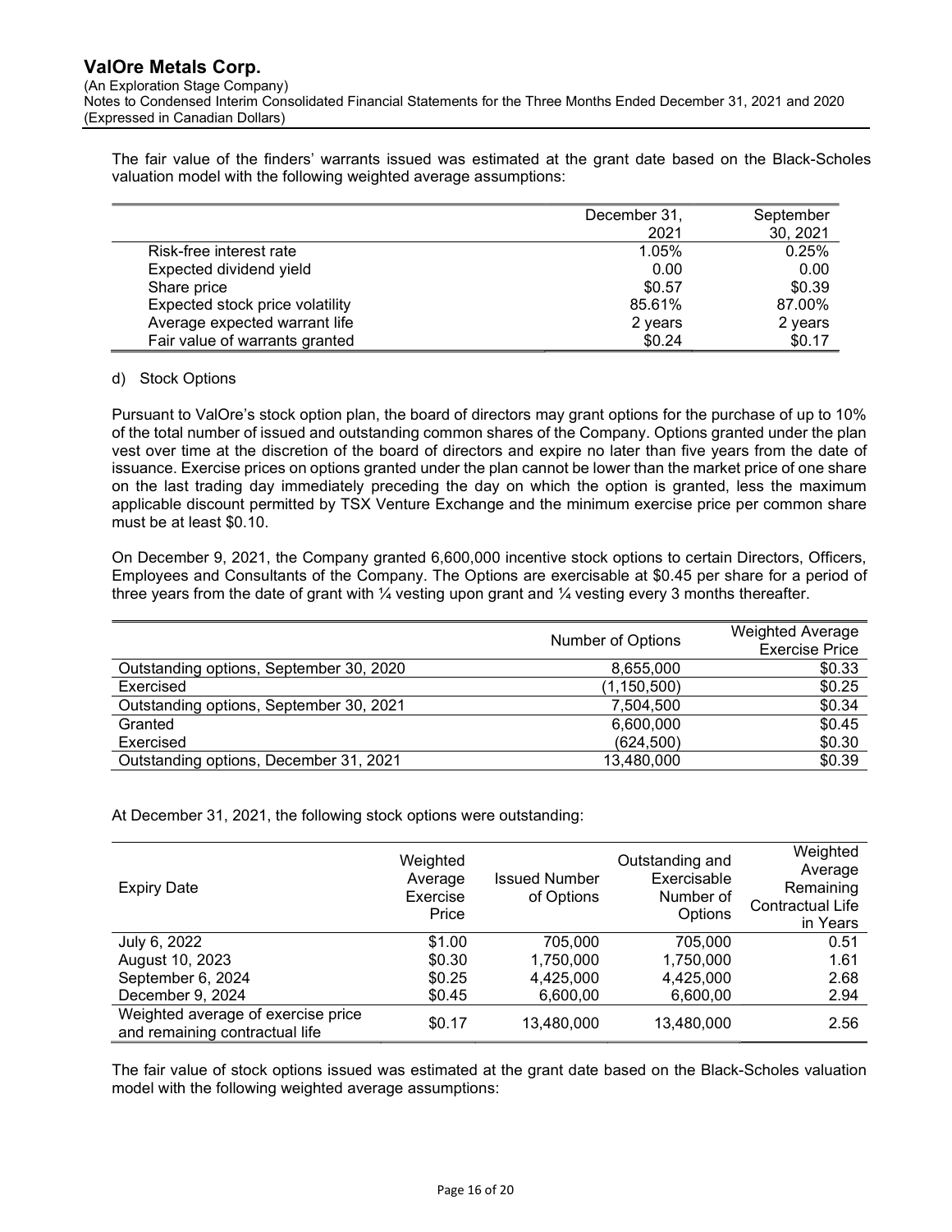The fair value of the finders' warrants issued was estimated at the grant date based on the Black-Scholes valuation model with the following weighted average assumptions:

| | December 31, 2021 | September 30, 2021 |
|---|---|---|
| Risk-free interest rate | 1.05% | 0.25% |
| Expected dividend yield | 0.00 | 0.00 |
| Share price | $0.57 | $0.39 |
| Expected stock price volatility | 85.61% | 87.00% |
| Average expected warrant life | 2 years | 2 years |
| Fair value of warrants granted | $0.24 | $0.17 |

d) Stock Options

Pursuant to ValOre's stock option plan, the board of directors may grant options for the purchase of up to 10% of the total number of issued and outstanding common shares of the Company. Options granted under the plan vest over time at the discretion of the board of directors and expire no later than five years from the date of issuance. Exercise prices on options granted under the plan cannot be lower than the market price of one share on the last trading day immediately preceding the day on which the option is granted, less the maximum applicable discount permitted by TSX Venture Exchange and the minimum exercise price per common share must be at least $0.10.

On December 9, 2021, the Company granted 6,600,000 incentive stock options to certain Directors, Officers, Employees and Consultants of the Company. The Options are exercisable at $0.45 per share for a period of three years from the date of grant with ¼ vesting upon grant and ¼ vesting every 3 months thereafter.

| | Number of Options | Weighted Average Exercise Price |
|---|---|---|
| Outstanding options, September 30, 2020 | 8,655,000 | $0.33 |
| Exercised | (1,150,500) | $0.25 |
| Outstanding options, September 30, 2021 | 7,504,500 | $0.34 |
| Granted | 6,600,000 | $0.45 |
| Exercised | (624,500) | $0.30 |
| Outstanding options, December 31, 2021 | 13,480,000 | $0.39 |

At December 31, 2021, the following stock options were outstanding:

| Expiry Date | Weighted Average Exercise Price | Issued Number of Options | Outstanding and Exercisable Number of Options | Weighted Average Remaining Contractual Life in Years |
|---|---|---|---|---|
| July 6, 2022 | $1.00 | 705,000 | 705,000 | 0.51 |
| August 10, 2023 | $0.30 | 1,750,000 | 1,750,000 | 1.61 |
| September 6, 2024 | $0.25 | 4,425,000 | 4,425,000 | 2.68 |
| December 9, 2024 | $0.45 | 6,600,00 | 6,600,00 | 2.94 |
| Weighted average of exercise price and remaining contractual life | $0.17 | 13,480,000 | 13,480,000 | 2.56 |

The fair value of stock options issued was estimated at the grant date based on the Black-Scholes valuation model with the following weighted average assumptions: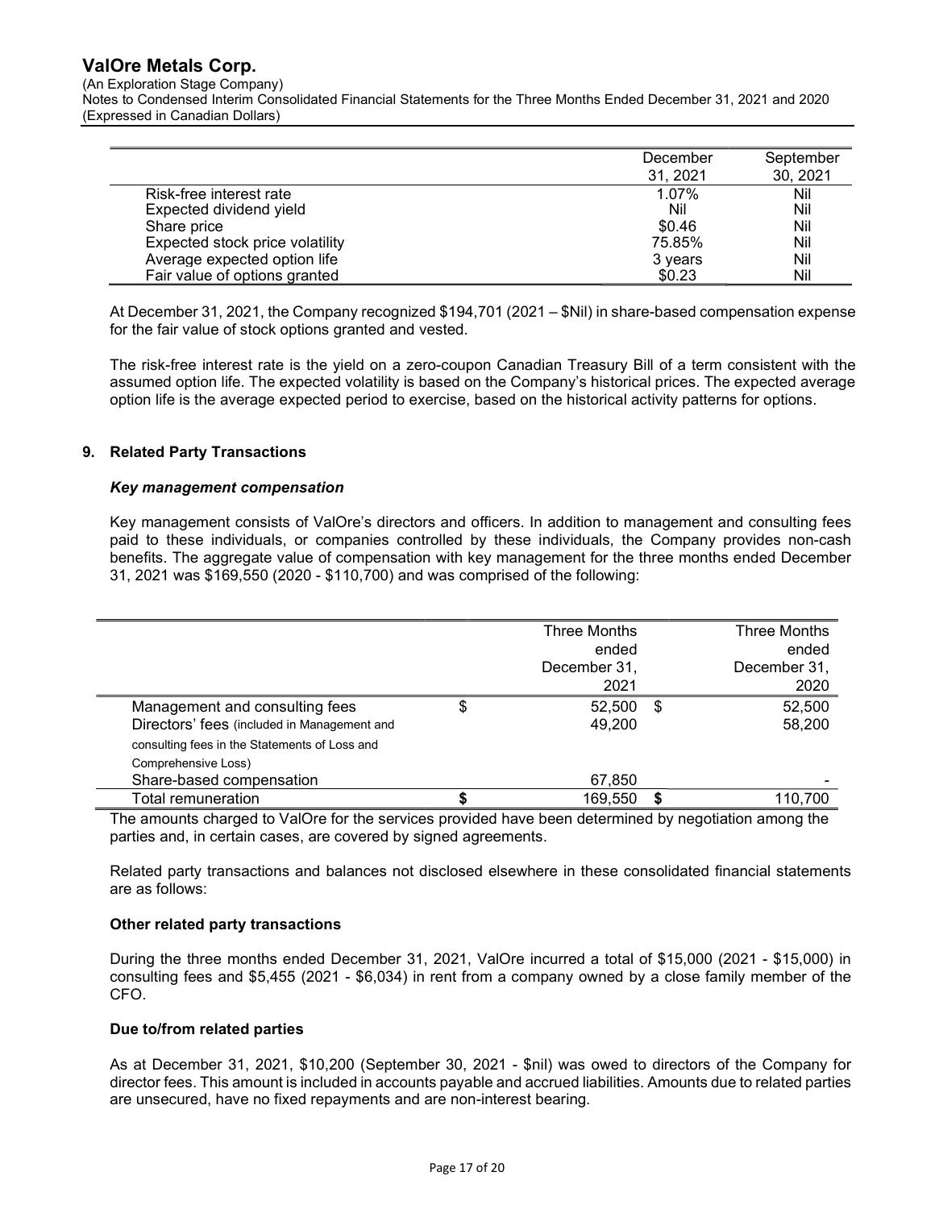|  | December 31, 2021 | September 30, 2021 |
| --- | --- | --- |
| Risk-free interest rate | 1.07% | Nil |
| Expected dividend yield | Nil | Nil |
| Share price | $0.46 | Nil |
| Expected stock price volatility | 75.85% | Nil |
| Average expected option life | 3 years | Nil |
| Fair value of options granted | $0.23 | Nil |

At December 31, 2021, the Company recognized $194,701 (2021 – $Nil) in share-based compensation expense for the fair value of stock options granted and vested.

The risk-free interest rate is the yield on a zero-coupon Canadian Treasury Bill of a term consistent with the assumed option life. The expected volatility is based on the Company's historical prices. The expected average option life is the average expected period to exercise, based on the historical activity patterns for options.

## 9. Related Party Transactions

### *Key management compensation*

Key management consists of ValOre's directors and officers. In addition to management and consulting fees paid to these individuals, or companies controlled by these individuals, the Company provides non-cash benefits. The aggregate value of compensation with key management for the three months ended December 31, 2021 was $169,550 (2020 - $110,700) and was comprised of the following:

|  | Three Months ended December 31, 2021 | Three Months ended December 31, 2020 |
| --- | --- | --- |
| Management and consulting fees | $ 52,500 | $ 52,500 |
| Directors' fees (included in Management and consulting fees in the Statements of Loss and Comprehensive Loss) | 49,200 | 58,200 |
| Share-based compensation | 67,850 | - |
| Total remuneration | **$** 169,550 | **$** 110,700 |

The amounts charged to ValOre for the services provided have been determined by negotiation among the parties and, in certain cases, are covered by signed agreements.

Related party transactions and balances not disclosed elsewhere in these consolidated financial statements are as follows:

**Other related party transactions**

During the three months ended December 31, 2021, ValOre incurred a total of $15,000 (2021 - $15,000) in consulting fees and $5,455 (2021 - $6,034) in rent from a company owned by a close family member of the CFO.

**Due to/from related parties**

As at December 31, 2021, $10,200 (September 30, 2021 - $nil) was owed to directors of the Company for director fees. This amount is included in accounts payable and accrued liabilities. Amounts due to related parties are unsecured, have no fixed repayments and are non-interest bearing.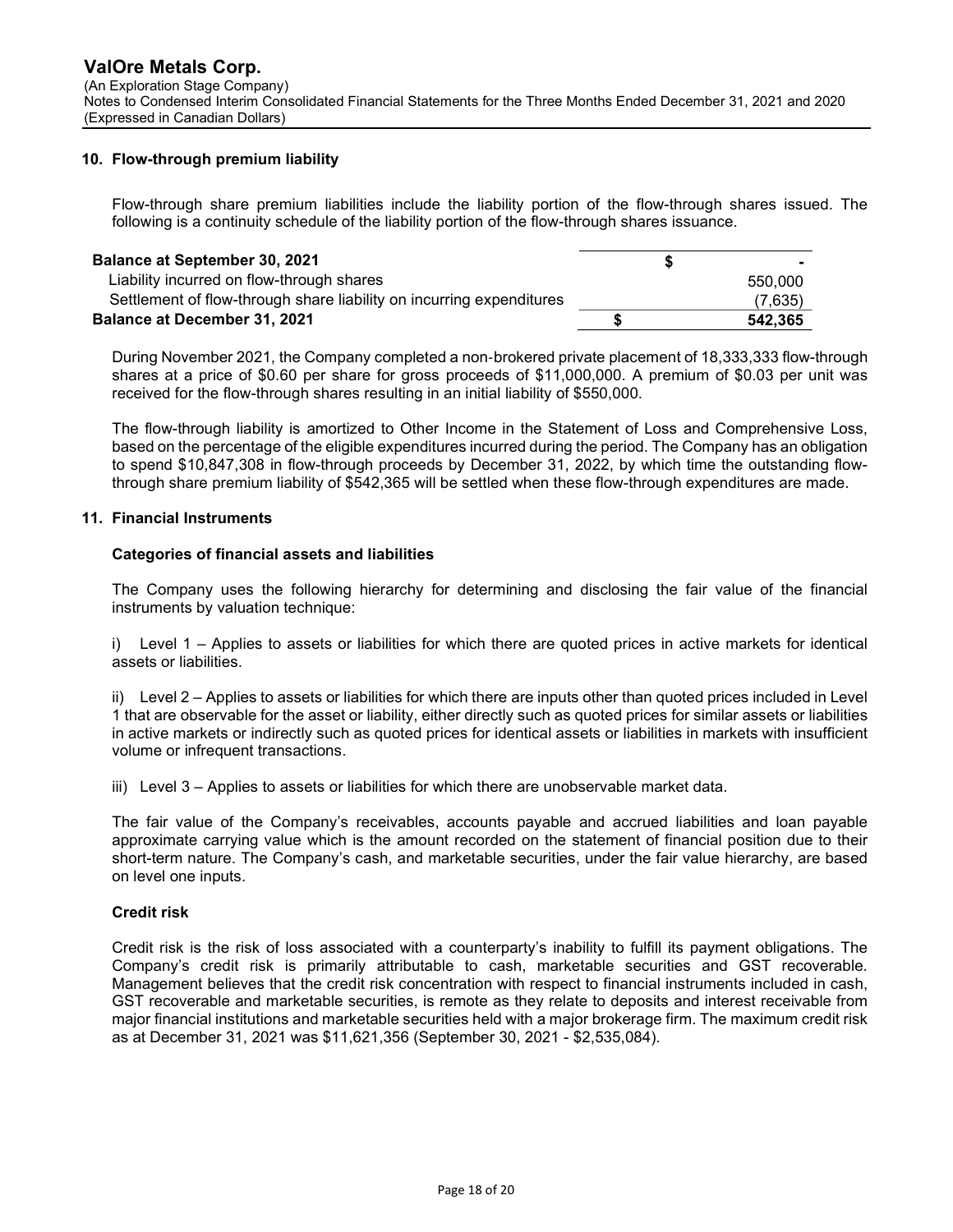## 10. Flow-through premium liability

Flow-through share premium liabilities include the liability portion of the flow-through shares issued. The following is a continuity schedule of the liability portion of the flow-through shares issuance.

| | | |
|---|---|---|
| **Balance at September 30, 2021** | $ | - |
| Liability incurred on flow-through shares | | 550,000 |
| Settlement of flow-through share liability on incurring expenditures | | (7,635) |
| **Balance at December 31, 2021** | **$** | **542,365** |

During November 2021, the Company completed a non-brokered private placement of 18,333,333 flow-through shares at a price of $0.60 per share for gross proceeds of $11,000,000. A premium of $0.03 per unit was received for the flow-through shares resulting in an initial liability of $550,000.

The flow-through liability is amortized to Other Income in the Statement of Loss and Comprehensive Loss, based on the percentage of the eligible expenditures incurred during the period. The Company has an obligation to spend $10,847,308 in flow-through proceeds by December 31, 2022, by which time the outstanding flow-through share premium liability of $542,365 will be settled when these flow-through expenditures are made.

## 11. Financial Instruments

### Categories of financial assets and liabilities

The Company uses the following hierarchy for determining and disclosing the fair value of the financial instruments by valuation technique:

i) Level 1 – Applies to assets or liabilities for which there are quoted prices in active markets for identical assets or liabilities.

ii) Level 2 – Applies to assets or liabilities for which there are inputs other than quoted prices included in Level 1 that are observable for the asset or liability, either directly such as quoted prices for similar assets or liabilities in active markets or indirectly such as quoted prices for identical assets or liabilities in markets with insufficient volume or infrequent transactions.

iii) Level 3 – Applies to assets or liabilities for which there are unobservable market data.

The fair value of the Company's receivables, accounts payable and accrued liabilities and loan payable approximate carrying value which is the amount recorded on the statement of financial position due to their short-term nature. The Company's cash, and marketable securities, under the fair value hierarchy, are based on level one inputs.

### Credit risk

Credit risk is the risk of loss associated with a counterparty's inability to fulfill its payment obligations. The Company's credit risk is primarily attributable to cash, marketable securities and GST recoverable. Management believes that the credit risk concentration with respect to financial instruments included in cash, GST recoverable and marketable securities, is remote as they relate to deposits and interest receivable from major financial institutions and marketable securities held with a major brokerage firm. The maximum credit risk as at December 31, 2021 was $11,621,356 (September 30, 2021 - $2,535,084).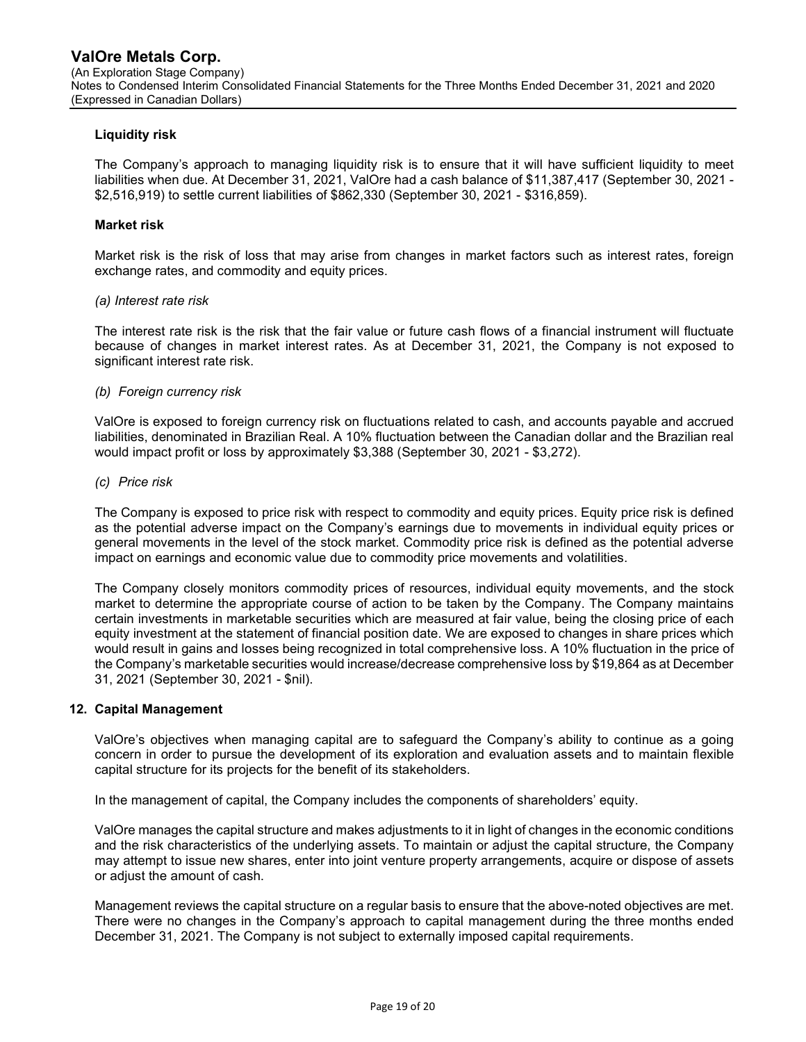**Liquidity risk**

The Company's approach to managing liquidity risk is to ensure that it will have sufficient liquidity to meet liabilities when due. At December 31, 2021, ValOre had a cash balance of $11,387,417 (September 30, 2021 - $2,516,919) to settle current liabilities of $862,330 (September 30, 2021 - $316,859).

**Market risk**

Market risk is the risk of loss that may arise from changes in market factors such as interest rates, foreign exchange rates, and commodity and equity prices.

*(a) Interest rate risk*

The interest rate risk is the risk that the fair value or future cash flows of a financial instrument will fluctuate because of changes in market interest rates. As at December 31, 2021, the Company is not exposed to significant interest rate risk.

*(b) Foreign currency risk*

ValOre is exposed to foreign currency risk on fluctuations related to cash, and accounts payable and accrued liabilities, denominated in Brazilian Real. A 10% fluctuation between the Canadian dollar and the Brazilian real would impact profit or loss by approximately $3,388 (September 30, 2021 - $3,272).

*(c) Price risk*

The Company is exposed to price risk with respect to commodity and equity prices. Equity price risk is defined as the potential adverse impact on the Company's earnings due to movements in individual equity prices or general movements in the level of the stock market. Commodity price risk is defined as the potential adverse impact on earnings and economic value due to commodity price movements and volatilities.

The Company closely monitors commodity prices of resources, individual equity movements, and the stock market to determine the appropriate course of action to be taken by the Company. The Company maintains certain investments in marketable securities which are measured at fair value, being the closing price of each equity investment at the statement of financial position date. We are exposed to changes in share prices which would result in gains and losses being recognized in total comprehensive loss. A 10% fluctuation in the price of the Company's marketable securities would increase/decrease comprehensive loss by $19,864 as at December 31, 2021 (September 30, 2021 - $nil).

## 12. Capital Management

ValOre's objectives when managing capital are to safeguard the Company's ability to continue as a going concern in order to pursue the development of its exploration and evaluation assets and to maintain flexible capital structure for its projects for the benefit of its stakeholders.

In the management of capital, the Company includes the components of shareholders' equity.

ValOre manages the capital structure and makes adjustments to it in light of changes in the economic conditions and the risk characteristics of the underlying assets. To maintain or adjust the capital structure, the Company may attempt to issue new shares, enter into joint venture property arrangements, acquire or dispose of assets or adjust the amount of cash.

Management reviews the capital structure on a regular basis to ensure that the above-noted objectives are met. There were no changes in the Company's approach to capital management during the three months ended December 31, 2021. The Company is not subject to externally imposed capital requirements.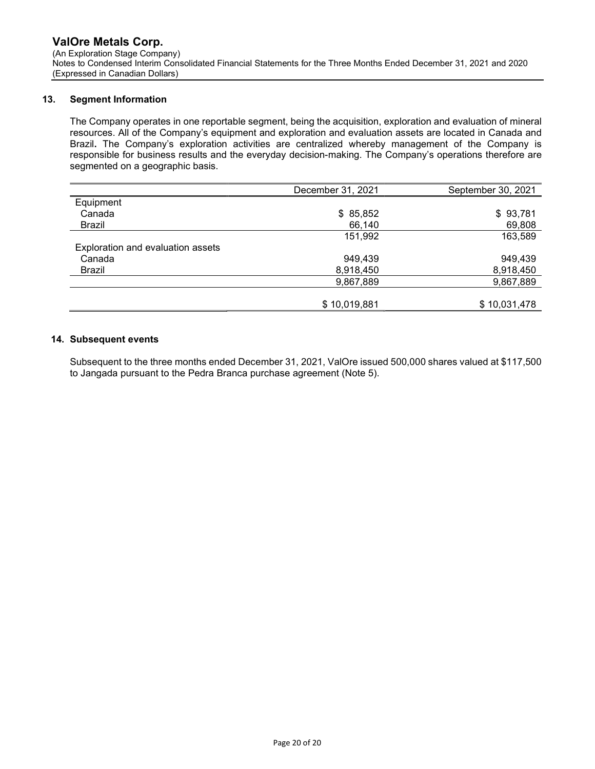**ValOre Metals Corp.**
(An Exploration Stage Company)
Notes to Condensed Interim Consolidated Financial Statements for the Three Months Ended December 31, 2021 and 2020
(Expressed in Canadian Dollars)

## 13. Segment Information

The Company operates in one reportable segment, being the acquisition, exploration and evaluation of mineral resources. All of the Company's equipment and exploration and evaluation assets are located in Canada and Brazil**.** The Company's exploration activities are centralized whereby management of the Company is responsible for business results and the everyday decision-making. The Company's operations therefore are segmented on a geographic basis.

| | December 31, 2021 | September 30, 2021 |
|---|---|---|
| Equipment | | |
| Canada | $ 85,852 | $ 93,781 |
| Brazil | 66,140 | 69,808 |
| | 151,992 | 163,589 |
| Exploration and evaluation assets | | |
| Canada | 949,439 | 949,439 |
| Brazil | 8,918,450 | 8,918,450 |
| | 9,867,889 | 9,867,889 |
| | $ 10,019,881 | $ 10,031,478 |

## 14. Subsequent events

Subsequent to the three months ended December 31, 2021, ValOre issued 500,000 shares valued at $117,500 to Jangada pursuant to the Pedra Branca purchase agreement (Note 5).